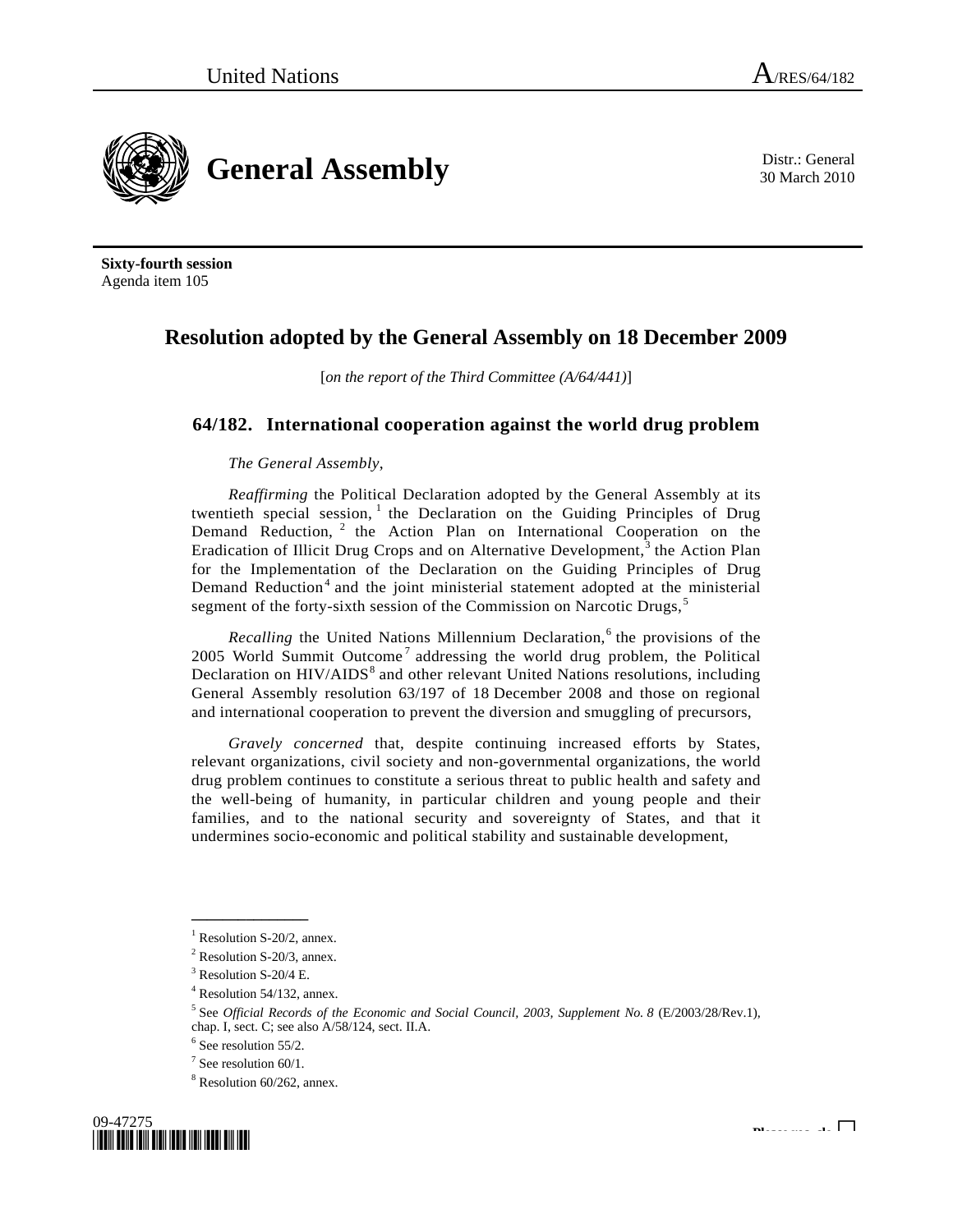United Nations A/RES/64/182

# General Assembly

Distr.: General
30 March 2010

**Sixty-fourth session**
Agenda item 105

## Resolution adopted by the General Assembly on 18 December 2009

[*on the report of the Third Committee (A/64/441)*]

### 64/182. International cooperation against the world drug problem

*The General Assembly*,

*Reaffirming* the Political Declaration adopted by the General Assembly at its twentieth special session,[1] the Declaration on the Guiding Principles of Drug Demand Reduction,[2] the Action Plan on International Cooperation on the Eradication of Illicit Drug Crops and on Alternative Development,[3] the Action Plan for the Implementation of the Declaration on the Guiding Principles of Drug Demand Reduction[4] and the joint ministerial statement adopted at the ministerial segment of the forty-sixth session of the Commission on Narcotic Drugs,[5]

*Recalling* the United Nations Millennium Declaration,[6] the provisions of the 2005 World Summit Outcome[7] addressing the world drug problem, the Political Declaration on HIV/AIDS[8] and other relevant United Nations resolutions, including General Assembly resolution 63/197 of 18 December 2008 and those on regional and international cooperation to prevent the diversion and smuggling of precursors,

*Gravely concerned* that, despite continuing increased efforts by States, relevant organizations, civil society and non-governmental organizations, the world drug problem continues to constitute a serious threat to public health and safety and the well-being of humanity, in particular children and young people and their families, and to the national security and sovereignty of States, and that it undermines socio-economic and political stability and sustainable development,

---

[1] Resolution S-20/2, annex.
[2] Resolution S-20/3, annex.
[3] Resolution S-20/4 E.
[4] Resolution 54/132, annex.
[5] See *Official Records of the Economic and Social Council, 2003, Supplement No. 8* (E/2003/28/Rev.1), chap. I, sect. C; see also A/58/124, sect. II.A.
[6] See resolution 55/2.
[7] See resolution 60/1.
[8] Resolution 60/262, annex.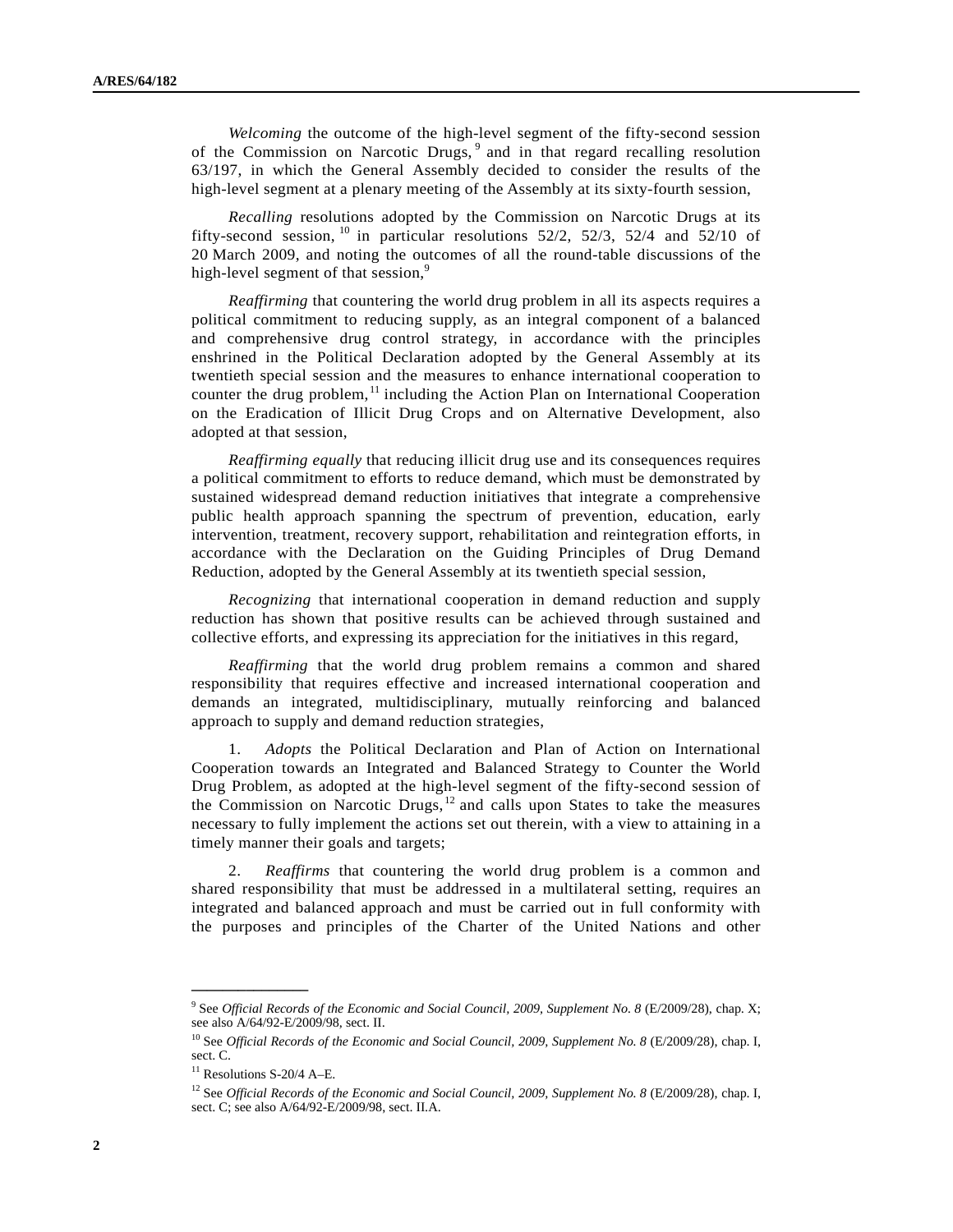*Welcoming* the outcome of the high-level segment of the fifty-second session of the Commission on Narcotic Drugs,[9] and in that regard recalling resolution 63/197, in which the General Assembly decided to consider the results of the high-level segment at a plenary meeting of the Assembly at its sixty-fourth session,

*Recalling* resolutions adopted by the Commission on Narcotic Drugs at its fifty-second session,[10] in particular resolutions 52/2, 52/3, 52/4 and 52/10 of 20 March 2009, and noting the outcomes of all the round-table discussions of the high-level segment of that session,[9]

*Reaffirming* that countering the world drug problem in all its aspects requires a political commitment to reducing supply, as an integral component of a balanced and comprehensive drug control strategy, in accordance with the principles enshrined in the Political Declaration adopted by the General Assembly at its twentieth special session and the measures to enhance international cooperation to counter the drug problem,[11] including the Action Plan on International Cooperation on the Eradication of Illicit Drug Crops and on Alternative Development, also adopted at that session,

*Reaffirming equally* that reducing illicit drug use and its consequences requires a political commitment to efforts to reduce demand, which must be demonstrated by sustained widespread demand reduction initiatives that integrate a comprehensive public health approach spanning the spectrum of prevention, education, early intervention, treatment, recovery support, rehabilitation and reintegration efforts, in accordance with the Declaration on the Guiding Principles of Drug Demand Reduction, adopted by the General Assembly at its twentieth special session,

*Recognizing* that international cooperation in demand reduction and supply reduction has shown that positive results can be achieved through sustained and collective efforts, and expressing its appreciation for the initiatives in this regard,

*Reaffirming* that the world drug problem remains a common and shared responsibility that requires effective and increased international cooperation and demands an integrated, multidisciplinary, mutually reinforcing and balanced approach to supply and demand reduction strategies,

1. *Adopts* the Political Declaration and Plan of Action on International Cooperation towards an Integrated and Balanced Strategy to Counter the World Drug Problem, as adopted at the high-level segment of the fifty-second session of the Commission on Narcotic Drugs,[12] and calls upon States to take the measures necessary to fully implement the actions set out therein, with a view to attaining in a timely manner their goals and targets;

2. *Reaffirms* that countering the world drug problem is a common and shared responsibility that must be addressed in a multilateral setting, requires an integrated and balanced approach and must be carried out in full conformity with the purposes and principles of the Charter of the United Nations and other

---

[9] See *Official Records of the Economic and Social Council, 2009, Supplement No. 8* (E/2009/28), chap. X; see also A/64/92-E/2009/98, sect. II.

[10] See *Official Records of the Economic and Social Council, 2009, Supplement No. 8* (E/2009/28), chap. I, sect. C.

[11] Resolutions S-20/4 A–E.

[12] See *Official Records of the Economic and Social Council, 2009, Supplement No. 8* (E/2009/28), chap. I, sect. C; see also A/64/92-E/2009/98, sect. II.A.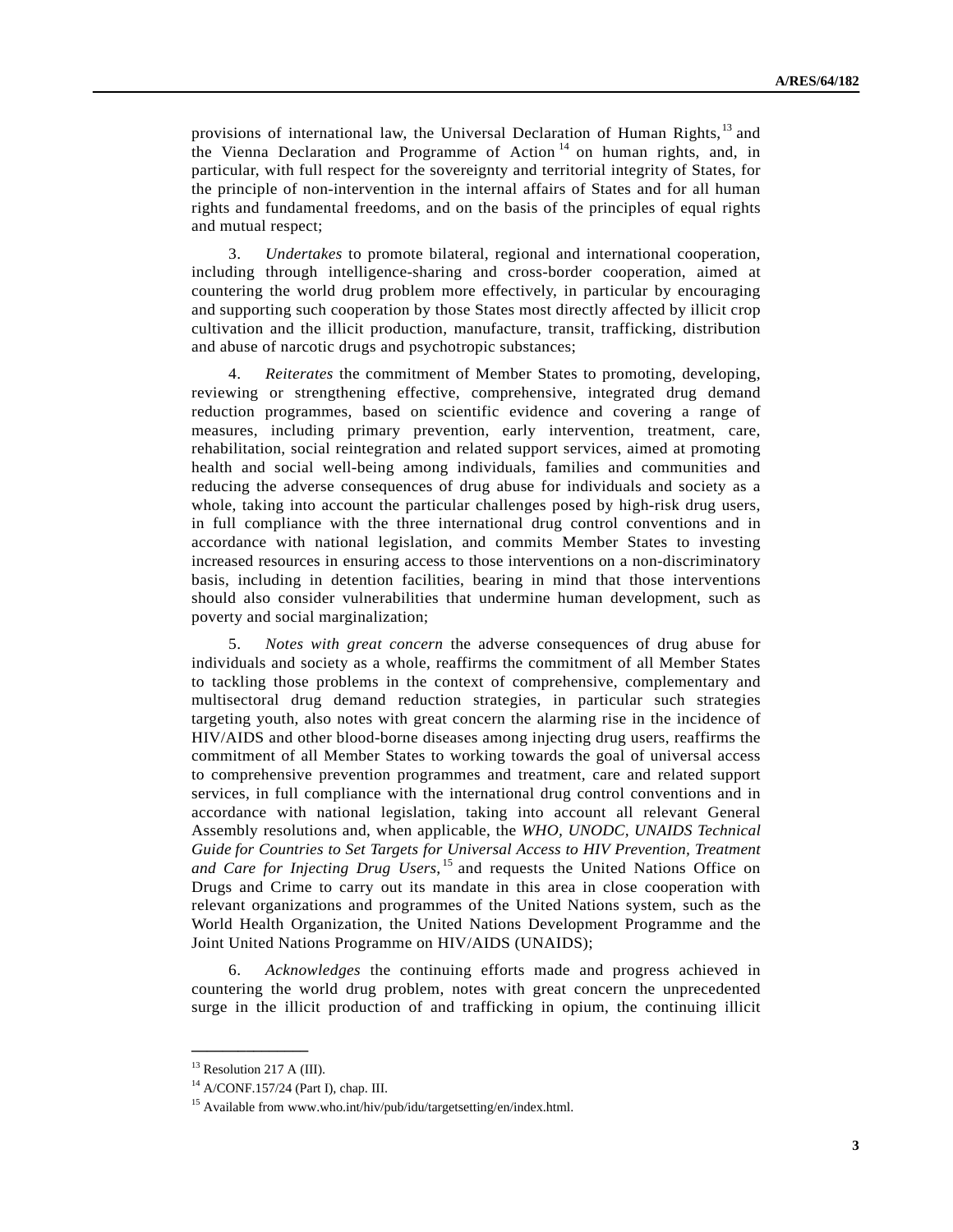provisions of international law, the Universal Declaration of Human Rights,[13] and the Vienna Declaration and Programme of Action[14] on human rights, and, in particular, with full respect for the sovereignty and territorial integrity of States, for the principle of non-intervention in the internal affairs of States and for all human rights and fundamental freedoms, and on the basis of the principles of equal rights and mutual respect;

3. *Undertakes* to promote bilateral, regional and international cooperation, including through intelligence-sharing and cross-border cooperation, aimed at countering the world drug problem more effectively, in particular by encouraging and supporting such cooperation by those States most directly affected by illicit crop cultivation and the illicit production, manufacture, transit, trafficking, distribution and abuse of narcotic drugs and psychotropic substances;

4. *Reiterates* the commitment of Member States to promoting, developing, reviewing or strengthening effective, comprehensive, integrated drug demand reduction programmes, based on scientific evidence and covering a range of measures, including primary prevention, early intervention, treatment, care, rehabilitation, social reintegration and related support services, aimed at promoting health and social well-being among individuals, families and communities and reducing the adverse consequences of drug abuse for individuals and society as a whole, taking into account the particular challenges posed by high-risk drug users, in full compliance with the three international drug control conventions and in accordance with national legislation, and commits Member States to investing increased resources in ensuring access to those interventions on a non-discriminatory basis, including in detention facilities, bearing in mind that those interventions should also consider vulnerabilities that undermine human development, such as poverty and social marginalization;

5. *Notes with great concern* the adverse consequences of drug abuse for individuals and society as a whole, reaffirms the commitment of all Member States to tackling those problems in the context of comprehensive, complementary and multisectoral drug demand reduction strategies, in particular such strategies targeting youth, also notes with great concern the alarming rise in the incidence of HIV/AIDS and other blood-borne diseases among injecting drug users, reaffirms the commitment of all Member States to working towards the goal of universal access to comprehensive prevention programmes and treatment, care and related support services, in full compliance with the international drug control conventions and in accordance with national legislation, taking into account all relevant General Assembly resolutions and, when applicable, the *WHO, UNODC, UNAIDS Technical Guide for Countries to Set Targets for Universal Access to HIV Prevention, Treatment and Care for Injecting Drug Users*,[15] and requests the United Nations Office on Drugs and Crime to carry out its mandate in this area in close cooperation with relevant organizations and programmes of the United Nations system, such as the World Health Organization, the United Nations Development Programme and the Joint United Nations Programme on HIV/AIDS (UNAIDS);

6. *Acknowledges* the continuing efforts made and progress achieved in countering the world drug problem, notes with great concern the unprecedented surge in the illicit production of and trafficking in opium, the continuing illicit

---

[13] Resolution 217 A (III).

[14] A/CONF.157/24 (Part I), chap. III.

[15] Available from www.who.int/hiv/pub/idu/targetsetting/en/index.html.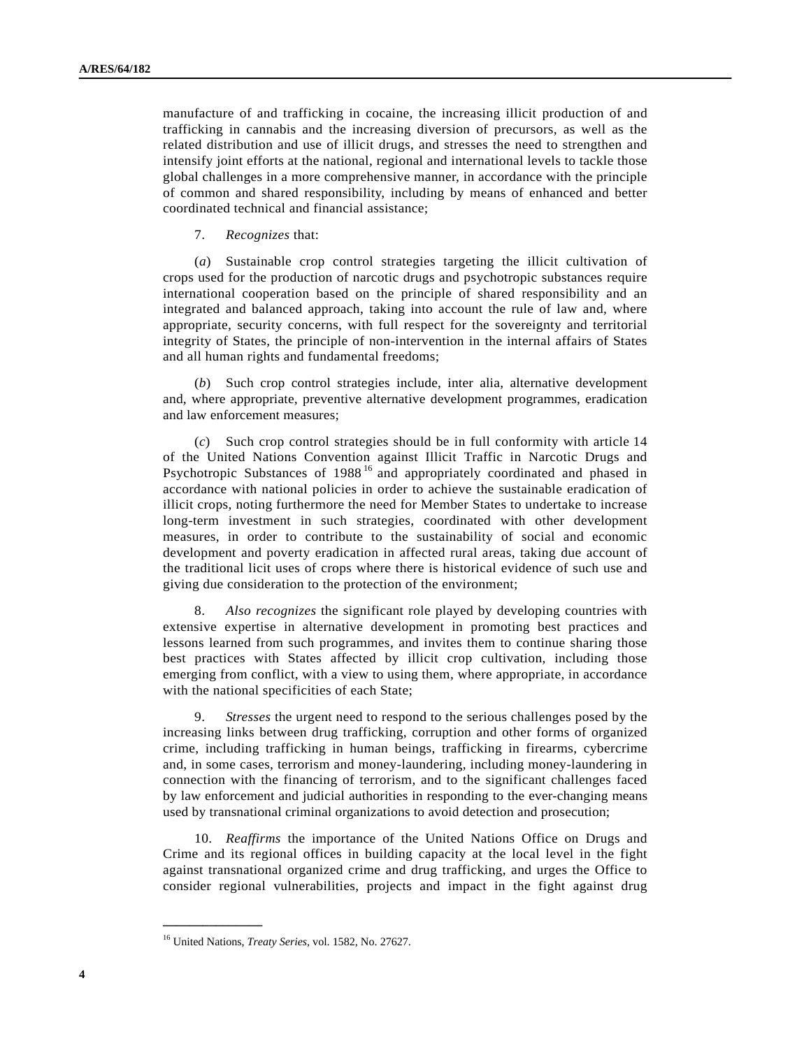manufacture of and trafficking in cocaine, the increasing illicit production of and trafficking in cannabis and the increasing diversion of precursors, as well as the related distribution and use of illicit drugs, and stresses the need to strengthen and intensify joint efforts at the national, regional and international levels to tackle those global challenges in a more comprehensive manner, in accordance with the principle of common and shared responsibility, including by means of enhanced and better coordinated technical and financial assistance;

7. *Recognizes* that:

(*a*) Sustainable crop control strategies targeting the illicit cultivation of crops used for the production of narcotic drugs and psychotropic substances require international cooperation based on the principle of shared responsibility and an integrated and balanced approach, taking into account the rule of law and, where appropriate, security concerns, with full respect for the sovereignty and territorial integrity of States, the principle of non-intervention in the internal affairs of States and all human rights and fundamental freedoms;

(*b*) Such crop control strategies include, inter alia, alternative development and, where appropriate, preventive alternative development programmes, eradication and law enforcement measures;

(*c*) Such crop control strategies should be in full conformity with article 14 of the United Nations Convention against Illicit Traffic in Narcotic Drugs and Psychotropic Substances of 1988[16] and appropriately coordinated and phased in accordance with national policies in order to achieve the sustainable eradication of illicit crops, noting furthermore the need for Member States to undertake to increase long-term investment in such strategies, coordinated with other development measures, in order to contribute to the sustainability of social and economic development and poverty eradication in affected rural areas, taking due account of the traditional licit uses of crops where there is historical evidence of such use and giving due consideration to the protection of the environment;

8. *Also recognizes* the significant role played by developing countries with extensive expertise in alternative development in promoting best practices and lessons learned from such programmes, and invites them to continue sharing those best practices with States affected by illicit crop cultivation, including those emerging from conflict, with a view to using them, where appropriate, in accordance with the national specificities of each State;

9. *Stresses* the urgent need to respond to the serious challenges posed by the increasing links between drug trafficking, corruption and other forms of organized crime, including trafficking in human beings, trafficking in firearms, cybercrime and, in some cases, terrorism and money-laundering, including money-laundering in connection with the financing of terrorism, and to the significant challenges faced by law enforcement and judicial authorities in responding to the ever-changing means used by transnational criminal organizations to avoid detection and prosecution;

10. *Reaffirms* the importance of the United Nations Office on Drugs and Crime and its regional offices in building capacity at the local level in the fight against transnational organized crime and drug trafficking, and urges the Office to consider regional vulnerabilities, projects and impact in the fight against drug

---

[16] United Nations, *Treaty Series*, vol. 1582, No. 27627.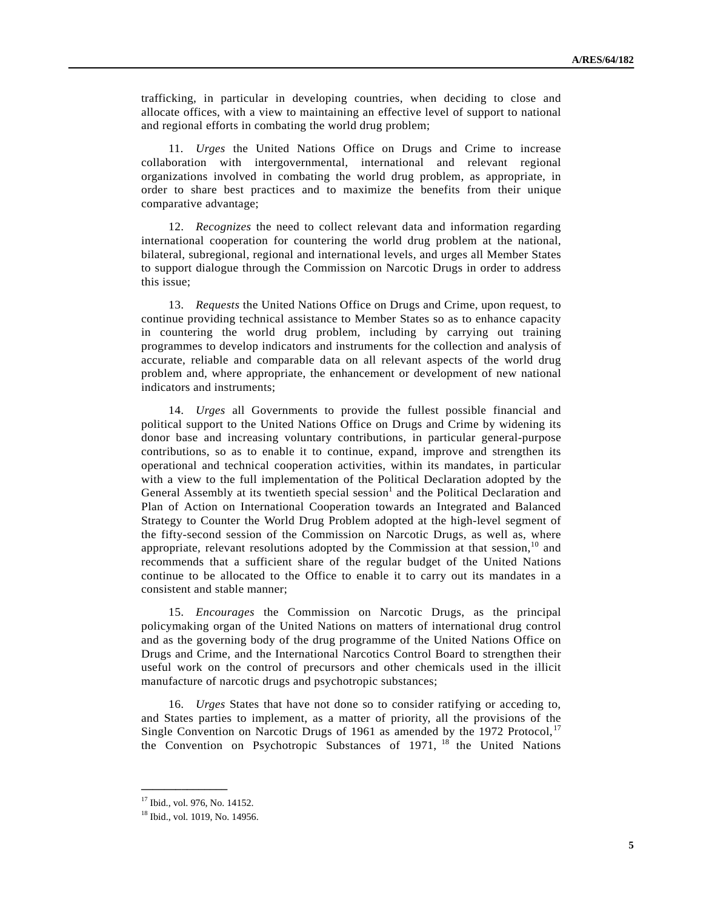trafficking, in particular in developing countries, when deciding to close and allocate offices, with a view to maintaining an effective level of support to national and regional efforts in combating the world drug problem;

11. *Urges* the United Nations Office on Drugs and Crime to increase collaboration with intergovernmental, international and relevant regional organizations involved in combating the world drug problem, as appropriate, in order to share best practices and to maximize the benefits from their unique comparative advantage;

12. *Recognizes* the need to collect relevant data and information regarding international cooperation for countering the world drug problem at the national, bilateral, subregional, regional and international levels, and urges all Member States to support dialogue through the Commission on Narcotic Drugs in order to address this issue;

13. *Requests* the United Nations Office on Drugs and Crime, upon request, to continue providing technical assistance to Member States so as to enhance capacity in countering the world drug problem, including by carrying out training programmes to develop indicators and instruments for the collection and analysis of accurate, reliable and comparable data on all relevant aspects of the world drug problem and, where appropriate, the enhancement or development of new national indicators and instruments;

14. *Urges* all Governments to provide the fullest possible financial and political support to the United Nations Office on Drugs and Crime by widening its donor base and increasing voluntary contributions, in particular general-purpose contributions, so as to enable it to continue, expand, improve and strengthen its operational and technical cooperation activities, within its mandates, in particular with a view to the full implementation of the Political Declaration adopted by the General Assembly at its twentieth special session[1] and the Political Declaration and Plan of Action on International Cooperation towards an Integrated and Balanced Strategy to Counter the World Drug Problem adopted at the high-level segment of the fifty-second session of the Commission on Narcotic Drugs, as well as, where appropriate, relevant resolutions adopted by the Commission at that session,[10] and recommends that a sufficient share of the regular budget of the United Nations continue to be allocated to the Office to enable it to carry out its mandates in a consistent and stable manner;

15. *Encourages* the Commission on Narcotic Drugs, as the principal policymaking organ of the United Nations on matters of international drug control and as the governing body of the drug programme of the United Nations Office on Drugs and Crime, and the International Narcotics Control Board to strengthen their useful work on the control of precursors and other chemicals used in the illicit manufacture of narcotic drugs and psychotropic substances;

16. *Urges* States that have not done so to consider ratifying or acceding to, and States parties to implement, as a matter of priority, all the provisions of the Single Convention on Narcotic Drugs of 1961 as amended by the 1972 Protocol,[17] the Convention on Psychotropic Substances of 1971,[18] the United Nations

---

[17] Ibid., vol. 976, No. 14152.

[18] Ibid., vol. 1019, No. 14956.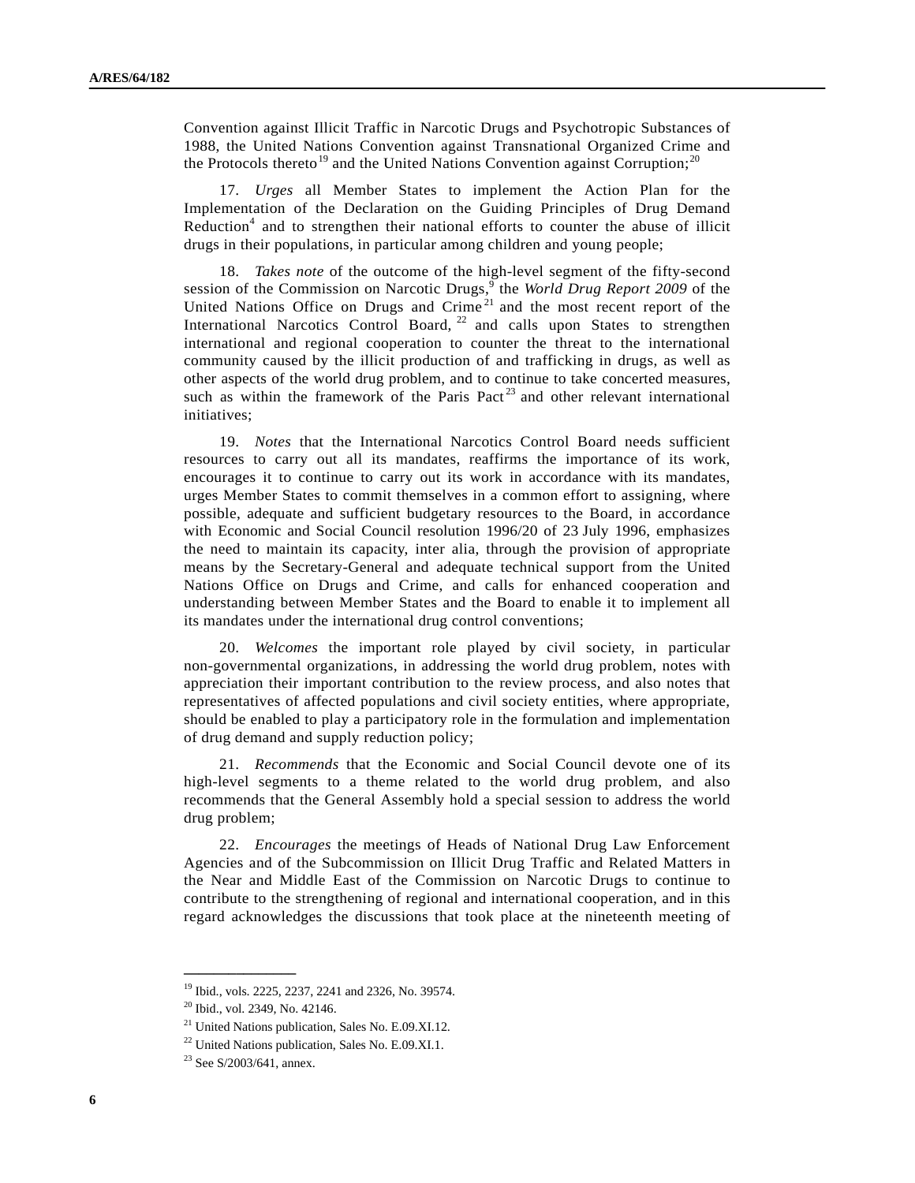Convention against Illicit Traffic in Narcotic Drugs and Psychotropic Substances of 1988, the United Nations Convention against Transnational Organized Crime and the Protocols thereto[19] and the United Nations Convention against Corruption;[20]

17. *Urges* all Member States to implement the Action Plan for the Implementation of the Declaration on the Guiding Principles of Drug Demand Reduction[4] and to strengthen their national efforts to counter the abuse of illicit drugs in their populations, in particular among children and young people;

18. *Takes note* of the outcome of the high-level segment of the fifty-second session of the Commission on Narcotic Drugs,[9] the *World Drug Report 2009* of the United Nations Office on Drugs and Crime[21] and the most recent report of the International Narcotics Control Board,[22] and calls upon States to strengthen international and regional cooperation to counter the threat to the international community caused by the illicit production of and trafficking in drugs, as well as other aspects of the world drug problem, and to continue to take concerted measures, such as within the framework of the Paris Pact[23] and other relevant international initiatives;

19. *Notes* that the International Narcotics Control Board needs sufficient resources to carry out all its mandates, reaffirms the importance of its work, encourages it to continue to carry out its work in accordance with its mandates, urges Member States to commit themselves in a common effort to assigning, where possible, adequate and sufficient budgetary resources to the Board, in accordance with Economic and Social Council resolution 1996/20 of 23 July 1996, emphasizes the need to maintain its capacity, inter alia, through the provision of appropriate means by the Secretary-General and adequate technical support from the United Nations Office on Drugs and Crime, and calls for enhanced cooperation and understanding between Member States and the Board to enable it to implement all its mandates under the international drug control conventions;

20. *Welcomes* the important role played by civil society, in particular non-governmental organizations, in addressing the world drug problem, notes with appreciation their important contribution to the review process, and also notes that representatives of affected populations and civil society entities, where appropriate, should be enabled to play a participatory role in the formulation and implementation of drug demand and supply reduction policy;

21. *Recommends* that the Economic and Social Council devote one of its high-level segments to a theme related to the world drug problem, and also recommends that the General Assembly hold a special session to address the world drug problem;

22. *Encourages* the meetings of Heads of National Drug Law Enforcement Agencies and of the Subcommission on Illicit Drug Traffic and Related Matters in the Near and Middle East of the Commission on Narcotic Drugs to continue to contribute to the strengthening of regional and international cooperation, and in this regard acknowledges the discussions that took place at the nineteenth meeting of

---

[19] Ibid., vols. 2225, 2237, 2241 and 2326, No. 39574.

[20] Ibid., vol. 2349, No. 42146.

[21] United Nations publication, Sales No. E.09.XI.12.

[22] United Nations publication, Sales No. E.09.XI.1.

[23] See S/2003/641, annex.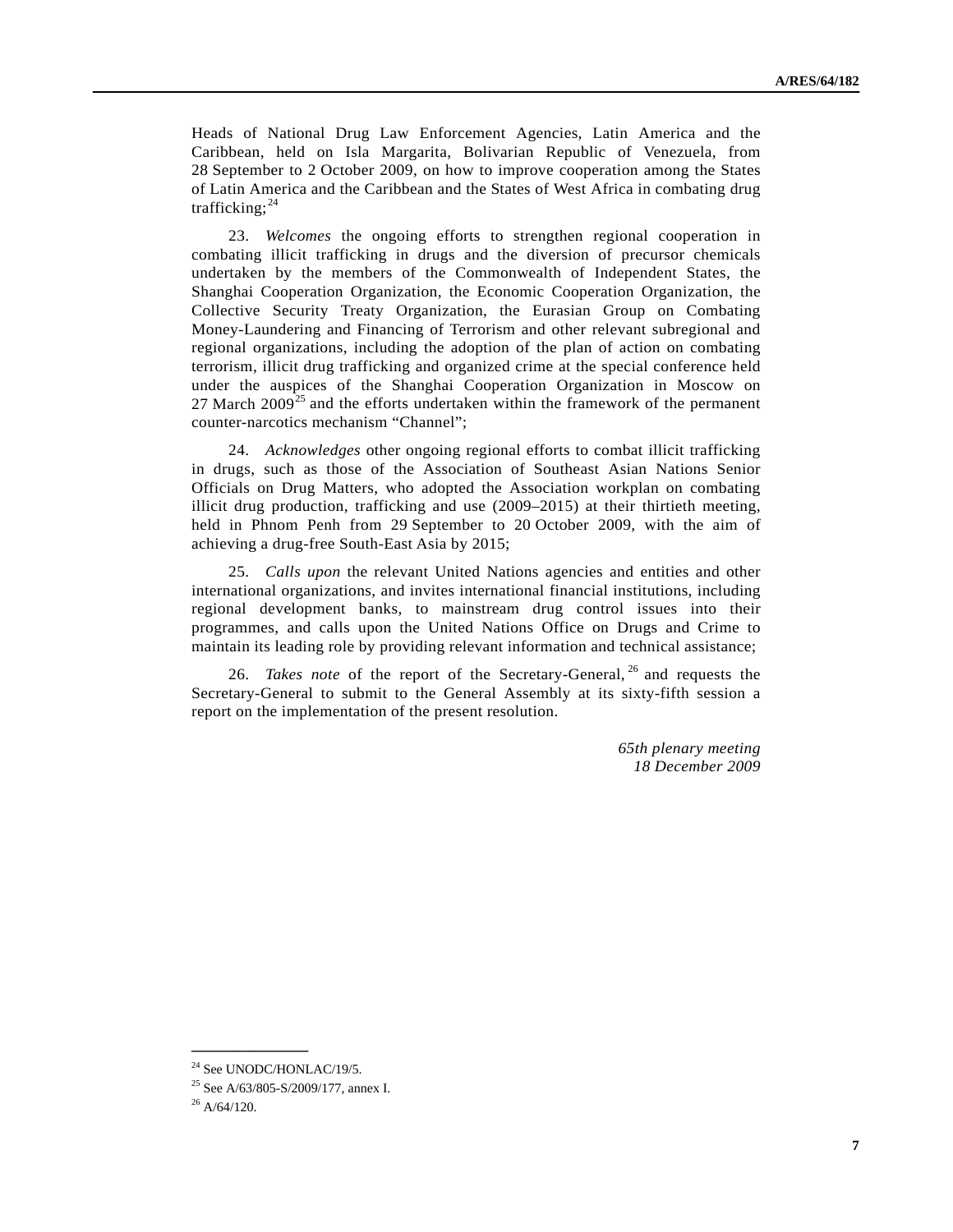Heads of National Drug Law Enforcement Agencies, Latin America and the Caribbean, held on Isla Margarita, Bolivarian Republic of Venezuela, from 28 September to 2 October 2009, on how to improve cooperation among the States of Latin America and the Caribbean and the States of West Africa in combating drug trafficking;[24]

23. *Welcomes* the ongoing efforts to strengthen regional cooperation in combating illicit trafficking in drugs and the diversion of precursor chemicals undertaken by the members of the Commonwealth of Independent States, the Shanghai Cooperation Organization, the Economic Cooperation Organization, the Collective Security Treaty Organization, the Eurasian Group on Combating Money-Laundering and Financing of Terrorism and other relevant subregional and regional organizations, including the adoption of the plan of action on combating terrorism, illicit drug trafficking and organized crime at the special conference held under the auspices of the Shanghai Cooperation Organization in Moscow on 27 March 2009[25] and the efforts undertaken within the framework of the permanent counter-narcotics mechanism "Channel";

24. *Acknowledges* other ongoing regional efforts to combat illicit trafficking in drugs, such as those of the Association of Southeast Asian Nations Senior Officials on Drug Matters, who adopted the Association workplan on combating illicit drug production, trafficking and use (2009–2015) at their thirtieth meeting, held in Phnom Penh from 29 September to 20 October 2009, with the aim of achieving a drug-free South-East Asia by 2015;

25. *Calls upon* the relevant United Nations agencies and entities and other international organizations, and invites international financial institutions, including regional development banks, to mainstream drug control issues into their programmes, and calls upon the United Nations Office on Drugs and Crime to maintain its leading role by providing relevant information and technical assistance;

26. *Takes note* of the report of the Secretary-General,[26] and requests the Secretary-General to submit to the General Assembly at its sixty-fifth session a report on the implementation of the present resolution.

*65th plenary meeting*
*18 December 2009*

---

[24] See UNODC/HONLAC/19/5.
[25] See A/63/805-S/2009/177, annex I.
[26] A/64/120.